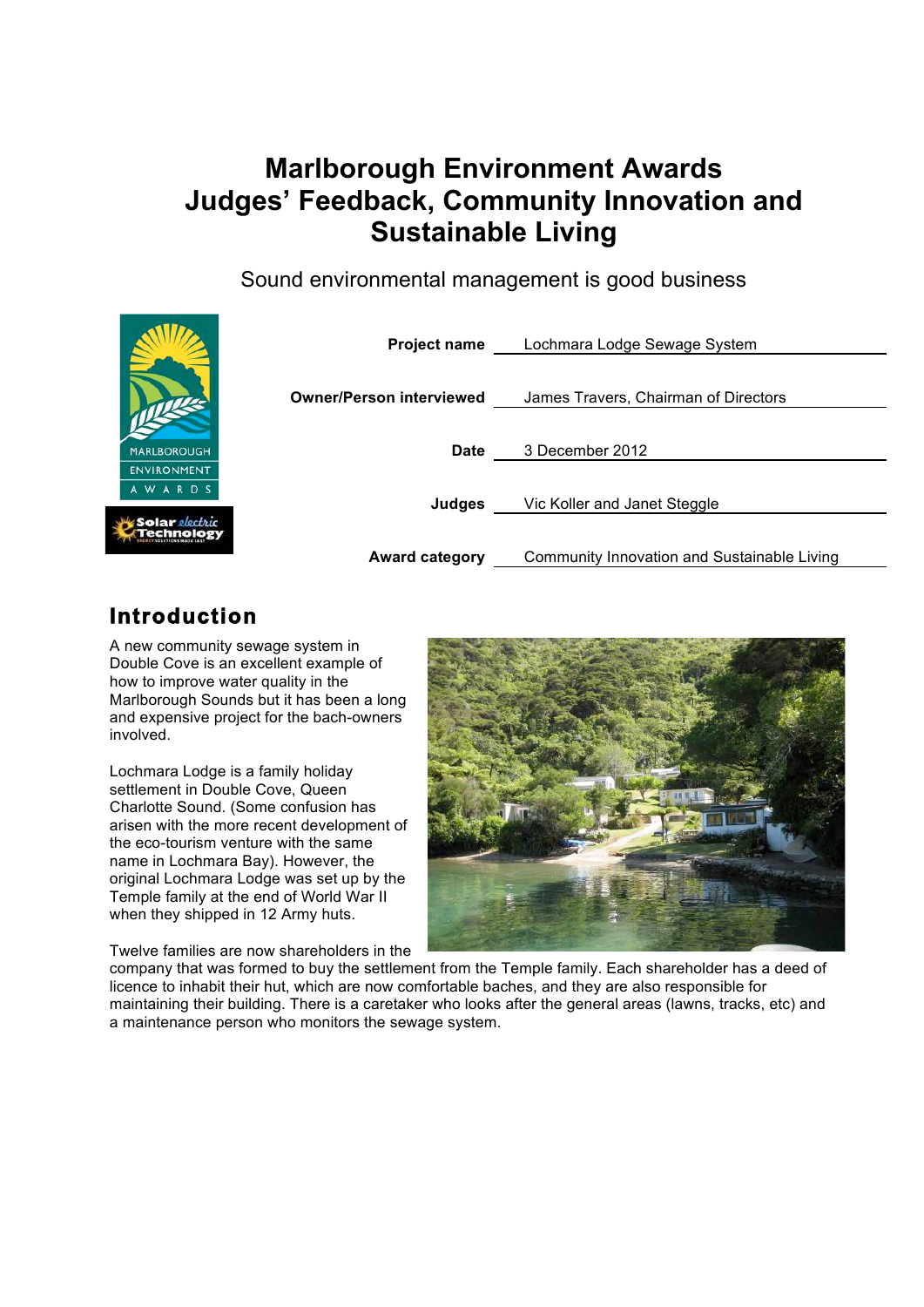# Marlborough Environment Awards Judges' Feedback, Community Innovation and Sustainable Living

Sound environmental management is good business

| | |
|---|---|
| **Project name** | Lochmara Lodge Sewage System |
| **Owner/Person interviewed** | James Travers, Chairman of Directors |
| **Date** | 3 December 2012 |
| **Judges** | Vic Koller and Janet Steggle |
| **Award category** | Community Innovation and Sustainable Living |

## Introduction

A new community sewage system in Double Cove is an excellent example of how to improve water quality in the Marlborough Sounds but it has been a long and expensive project for the bach-owners involved.

Lochmara Lodge is a family holiday settlement in Double Cove, Queen Charlotte Sound. (Some confusion has arisen with the more recent development of the eco-tourism venture with the same name in Lochmara Bay). However, the original Lochmara Lodge was set up by the Temple family at the end of World War II when they shipped in 12 Army huts.

Twelve families are now shareholders in the company that was formed to buy the settlement from the Temple family. Each shareholder has a deed of licence to inhabit their hut, which are now comfortable baches, and they are also responsible for maintaining their building. There is a caretaker who looks after the general areas (lawns, tracks, etc) and a maintenance person who monitors the sewage system.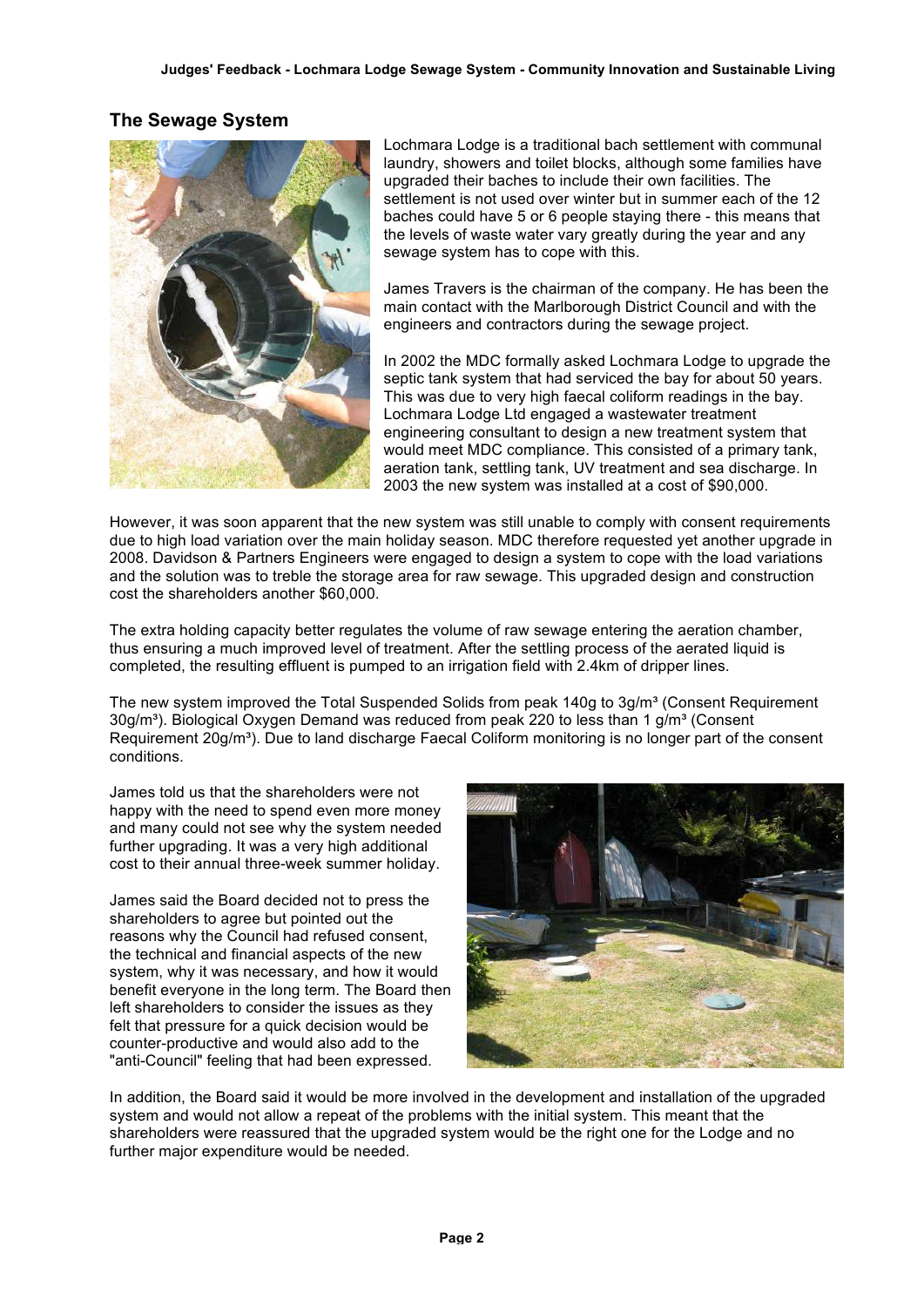## The Sewage System

Lochmara Lodge is a traditional bach settlement with communal laundry, showers and toilet blocks, although some families have upgraded their baches to include their own facilities. The settlement is not used over winter but in summer each of the 12 baches could have 5 or 6 people staying there - this means that the levels of waste water vary greatly during the year and any sewage system has to cope with this.

James Travers is the chairman of the company. He has been the main contact with the Marlborough District Council and with the engineers and contractors during the sewage project.

In 2002 the MDC formally asked Lochmara Lodge to upgrade the septic tank system that had serviced the bay for about 50 years. This was due to very high faecal coliform readings in the bay. Lochmara Lodge Ltd engaged a wastewater treatment engineering consultant to design a new treatment system that would meet MDC compliance. This consisted of a primary tank, aeration tank, settling tank, UV treatment and sea discharge. In 2003 the new system was installed at a cost of $90,000.

However, it was soon apparent that the new system was still unable to comply with consent requirements due to high load variation over the main holiday season. MDC therefore requested yet another upgrade in 2008. Davidson & Partners Engineers were engaged to design a system to cope with the load variations and the solution was to treble the storage area for raw sewage. This upgraded design and construction cost the shareholders another $60,000.

The extra holding capacity better regulates the volume of raw sewage entering the aeration chamber, thus ensuring a much improved level of treatment. After the settling process of the aerated liquid is completed, the resulting effluent is pumped to an irrigation field with 2.4km of dripper lines.

The new system improved the Total Suspended Solids from peak 140g to 3g/m$^3$ (Consent Requirement 30g/m$^3$). Biological Oxygen Demand was reduced from peak 220 to less than 1 g/m$^3$ (Consent Requirement 20g/m$^3$). Due to land discharge Faecal Coliform monitoring is no longer part of the consent conditions.

James told us that the shareholders were not happy with the need to spend even more money and many could not see why the system needed further upgrading. It was a very high additional cost to their annual three-week summer holiday.

James said the Board decided not to press the shareholders to agree but pointed out the reasons why the Council had refused consent, the technical and financial aspects of the new system, why it was necessary, and how it would benefit everyone in the long term. The Board then left shareholders to consider the issues as they felt that pressure for a quick decision would be counter-productive and would also add to the "anti-Council" feeling that had been expressed.

In addition, the Board said it would be more involved in the development and installation of the upgraded system and would not allow a repeat of the problems with the initial system. This meant that the shareholders were reassured that the upgraded system would be the right one for the Lodge and no further major expenditure would be needed.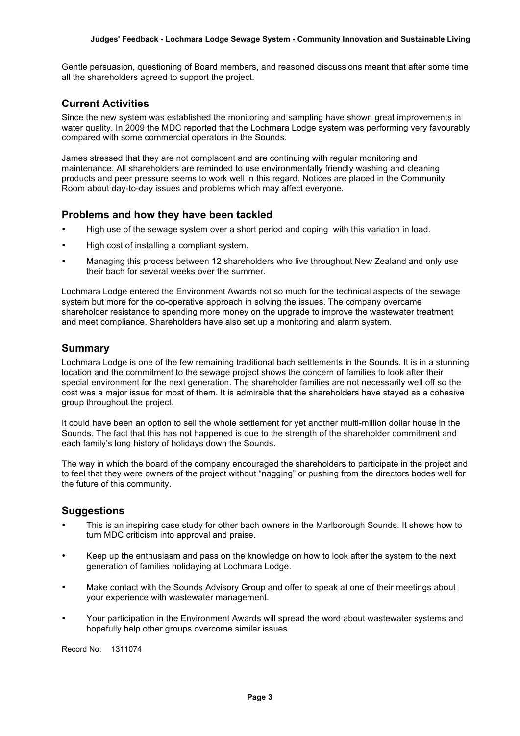Gentle persuasion, questioning of Board members, and reasoned discussions meant that after some time all the shareholders agreed to support the project.

## Current Activities

Since the new system was established the monitoring and sampling have shown great improvements in water quality. In 2009 the MDC reported that the Lochmara Lodge system was performing very favourably compared with some commercial operators in the Sounds.

James stressed that they are not complacent and are continuing with regular monitoring and maintenance. All shareholders are reminded to use environmentally friendly washing and cleaning products and peer pressure seems to work well in this regard. Notices are placed in the Community Room about day-to-day issues and problems which may affect everyone.

## Problems and how they have been tackled

- High use of the sewage system over a short period and coping with this variation in load.
- High cost of installing a compliant system.
- Managing this process between 12 shareholders who live throughout New Zealand and only use their bach for several weeks over the summer.

Lochmara Lodge entered the Environment Awards not so much for the technical aspects of the sewage system but more for the co-operative approach in solving the issues. The company overcame shareholder resistance to spending more money on the upgrade to improve the wastewater treatment and meet compliance. Shareholders have also set up a monitoring and alarm system.

## Summary

Lochmara Lodge is one of the few remaining traditional bach settlements in the Sounds. It is in a stunning location and the commitment to the sewage project shows the concern of families to look after their special environment for the next generation. The shareholder families are not necessarily well off so the cost was a major issue for most of them. It is admirable that the shareholders have stayed as a cohesive group throughout the project.

It could have been an option to sell the whole settlement for yet another multi-million dollar house in the Sounds. The fact that this has not happened is due to the strength of the shareholder commitment and each family's long history of holidays down the Sounds.

The way in which the board of the company encouraged the shareholders to participate in the project and to feel that they were owners of the project without "nagging" or pushing from the directors bodes well for the future of this community.

## Suggestions

- This is an inspiring case study for other bach owners in the Marlborough Sounds. It shows how to turn MDC criticism into approval and praise.
- Keep up the enthusiasm and pass on the knowledge on how to look after the system to the next generation of families holidaying at Lochmara Lodge.
- Make contact with the Sounds Advisory Group and offer to speak at one of their meetings about your experience with wastewater management.
- Your participation in the Environment Awards will spread the word about wastewater systems and hopefully help other groups overcome similar issues.

Record No: 1311074